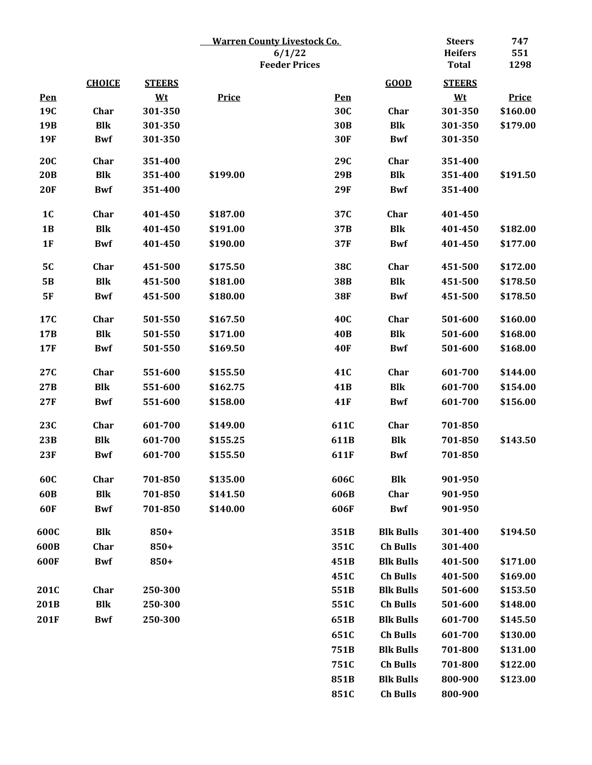**Warren County Livestock Co.**
**6/1/22**
**Feeder Prices**

| | |
|---|---|
| **Steers** | **747** |
| **Heifers** | **551** |
| **Total** | **1298** |

| Pen | CHOICE | STEERS Wt | Price | Pen | GOOD | STEERS Wt | Price |
|---|---|---|---|---|---|---|---|
| 19C | Char | 301-350 | | 30C | Char | 301-350 | $160.00 |
| 19B | Blk | 301-350 | | 30B | Blk | 301-350 | $179.00 |
| 19F | Bwf | 301-350 | | 30F | Bwf | 301-350 | |
| 20C | Char | 351-400 | | 29C | Char | 351-400 | |
| 20B | Blk | 351-400 | $199.00 | 29B | Blk | 351-400 | $191.50 |
| 20F | Bwf | 351-400 | | 29F | Bwf | 351-400 | |
| 1C | Char | 401-450 | $187.00 | 37C | Char | 401-450 | |
| 1B | Blk | 401-450 | $191.00 | 37B | Blk | 401-450 | $182.00 |
| 1F | Bwf | 401-450 | $190.00 | 37F | Bwf | 401-450 | $177.00 |
| 5C | Char | 451-500 | $175.50 | 38C | Char | 451-500 | $172.00 |
| 5B | Blk | 451-500 | $181.00 | 38B | Blk | 451-500 | $178.50 |
| 5F | Bwf | 451-500 | $180.00 | 38F | Bwf | 451-500 | $178.50 |
| 17C | Char | 501-550 | $167.50 | 40C | Char | 501-600 | $160.00 |
| 17B | Blk | 501-550 | $171.00 | 40B | Blk | 501-600 | $168.00 |
| 17F | Bwf | 501-550 | $169.50 | 40F | Bwf | 501-600 | $168.00 |
| 27C | Char | 551-600 | $155.50 | 41C | Char | 601-700 | $144.00 |
| 27B | Blk | 551-600 | $162.75 | 41B | Blk | 601-700 | $154.00 |
| 27F | Bwf | 551-600 | $158.00 | 41F | Bwf | 601-700 | $156.00 |
| 23C | Char | 601-700 | $149.00 | 611C | Char | 701-850 | |
| 23B | Blk | 601-700 | $155.25 | 611B | Blk | 701-850 | $143.50 |
| 23F | Bwf | 601-700 | $155.50 | 611F | Bwf | 701-850 | |
| 60C | Char | 701-850 | $135.00 | 606C | Blk | 901-950 | |
| 60B | Blk | 701-850 | $141.50 | 606B | Char | 901-950 | |
| 60F | Bwf | 701-850 | $140.00 | 606F | Bwf | 901-950 | |
| 600C | Blk | 850+ | | 351B | Blk Bulls | 301-400 | $194.50 |
| 600B | Char | 850+ | | 351C | Ch Bulls | 301-400 | |
| 600F | Bwf | 850+ | | 451B | Blk Bulls | 401-500 | $171.00 |
| | | | | 451C | Ch Bulls | 401-500 | $169.00 |
| 201C | Char | 250-300 | | 551B | Blk Bulls | 501-600 | $153.50 |
| 201B | Blk | 250-300 | | 551C | Ch Bulls | 501-600 | $148.00 |
| 201F | Bwf | 250-300 | | 651B | Blk Bulls | 601-700 | $145.50 |
| | | | | 651C | Ch Bulls | 601-700 | $130.00 |
| | | | | 751B | Blk Bulls | 701-800 | $131.00 |
| | | | | 751C | Ch Bulls | 701-800 | $122.00 |
| | | | | 851B | Blk Bulls | 800-900 | $123.00 |
| | | | | 851C | Ch Bulls | 800-900 | |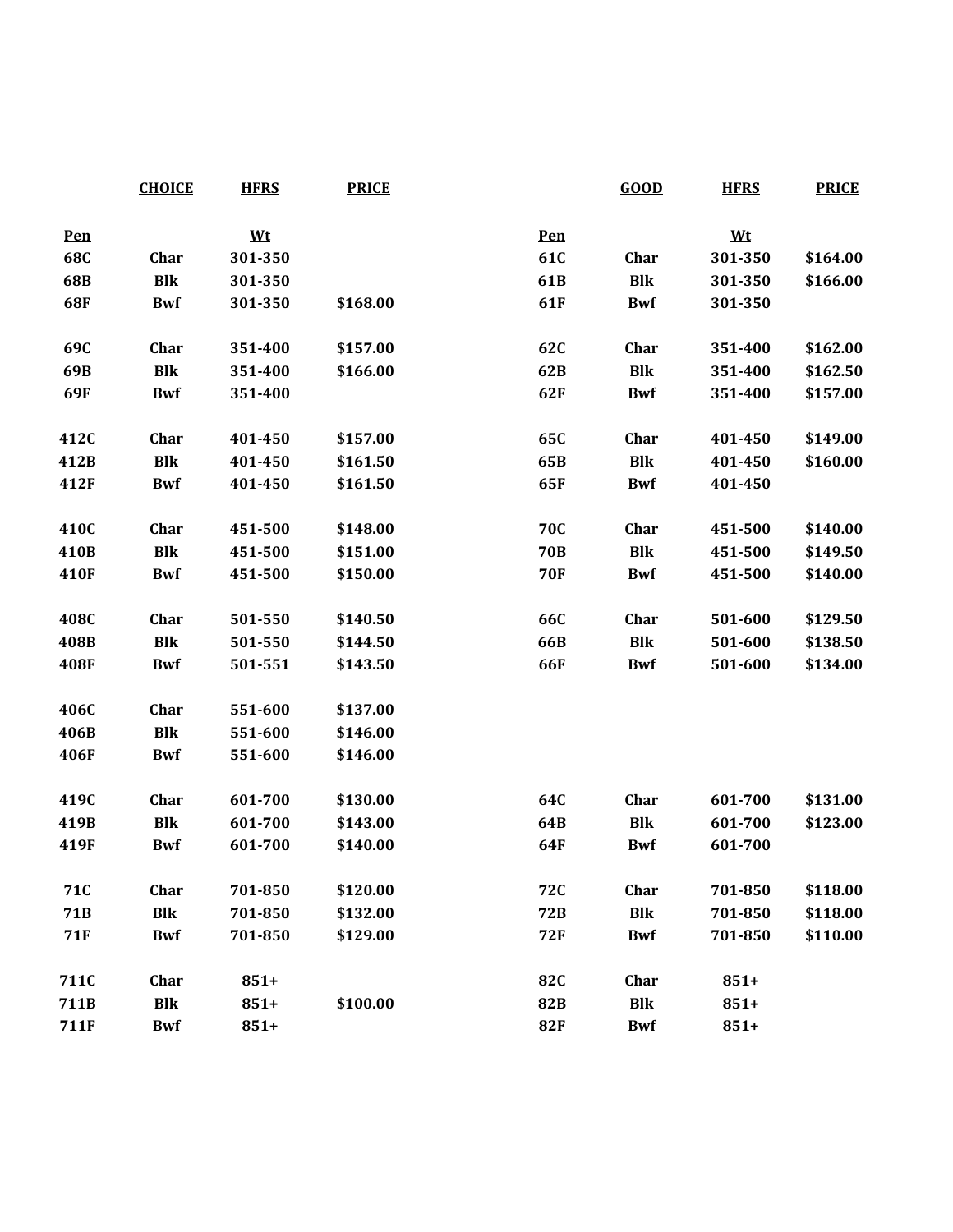| Pen | CHOICE | HFRS Wt | PRICE | Pen | GOOD | HFRS Wt | PRICE |
|---|---|---|---|---|---|---|---|
| 68C | Char | 301-350 | | 61C | Char | 301-350 | $164.00 |
| 68B | Blk | 301-350 | | 61B | Blk | 301-350 | $166.00 |
| 68F | Bwf | 301-350 | $168.00 | 61F | Bwf | 301-350 | |
| | | | | | | | |
| 69C | Char | 351-400 | $157.00 | 62C | Char | 351-400 | $162.00 |
| 69B | Blk | 351-400 | $166.00 | 62B | Blk | 351-400 | $162.50 |
| 69F | Bwf | 351-400 | | 62F | Bwf | 351-400 | $157.00 |
| | | | | | | | |
| 412C | Char | 401-450 | $157.00 | 65C | Char | 401-450 | $149.00 |
| 412B | Blk | 401-450 | $161.50 | 65B | Blk | 401-450 | $160.00 |
| 412F | Bwf | 401-450 | $161.50 | 65F | Bwf | 401-450 | |
| | | | | | | | |
| 410C | Char | 451-500 | $148.00 | 70C | Char | 451-500 | $140.00 |
| 410B | Blk | 451-500 | $151.00 | 70B | Blk | 451-500 | $149.50 |
| 410F | Bwf | 451-500 | $150.00 | 70F | Bwf | 451-500 | $140.00 |
| | | | | | | | |
| 408C | Char | 501-550 | $140.50 | 66C | Char | 501-600 | $129.50 |
| 408B | Blk | 501-550 | $144.50 | 66B | Blk | 501-600 | $138.50 |
| 408F | Bwf | 501-551 | $143.50 | 66F | Bwf | 501-600 | $134.00 |
| | | | | | | | |
| 406C | Char | 551-600 | $137.00 | | | | |
| 406B | Blk | 551-600 | $146.00 | | | | |
| 406F | Bwf | 551-600 | $146.00 | | | | |
| | | | | | | | |
| 419C | Char | 601-700 | $130.00 | 64C | Char | 601-700 | $131.00 |
| 419B | Blk | 601-700 | $143.00 | 64B | Blk | 601-700 | $123.00 |
| 419F | Bwf | 601-700 | $140.00 | 64F | Bwf | 601-700 | |
| | | | | | | | |
| 71C | Char | 701-850 | $120.00 | 72C | Char | 701-850 | $118.00 |
| 71B | Blk | 701-850 | $132.00 | 72B | Blk | 701-850 | $118.00 |
| 71F | Bwf | 701-850 | $129.00 | 72F | Bwf | 701-850 | $110.00 |
| | | | | | | | |
| 711C | Char | 851+ | | 82C | Char | 851+ | |
| 711B | Blk | 851+ | $100.00 | 82B | Blk | 851+ | |
| 711F | Bwf | 851+ | | 82F | Bwf | 851+ | |